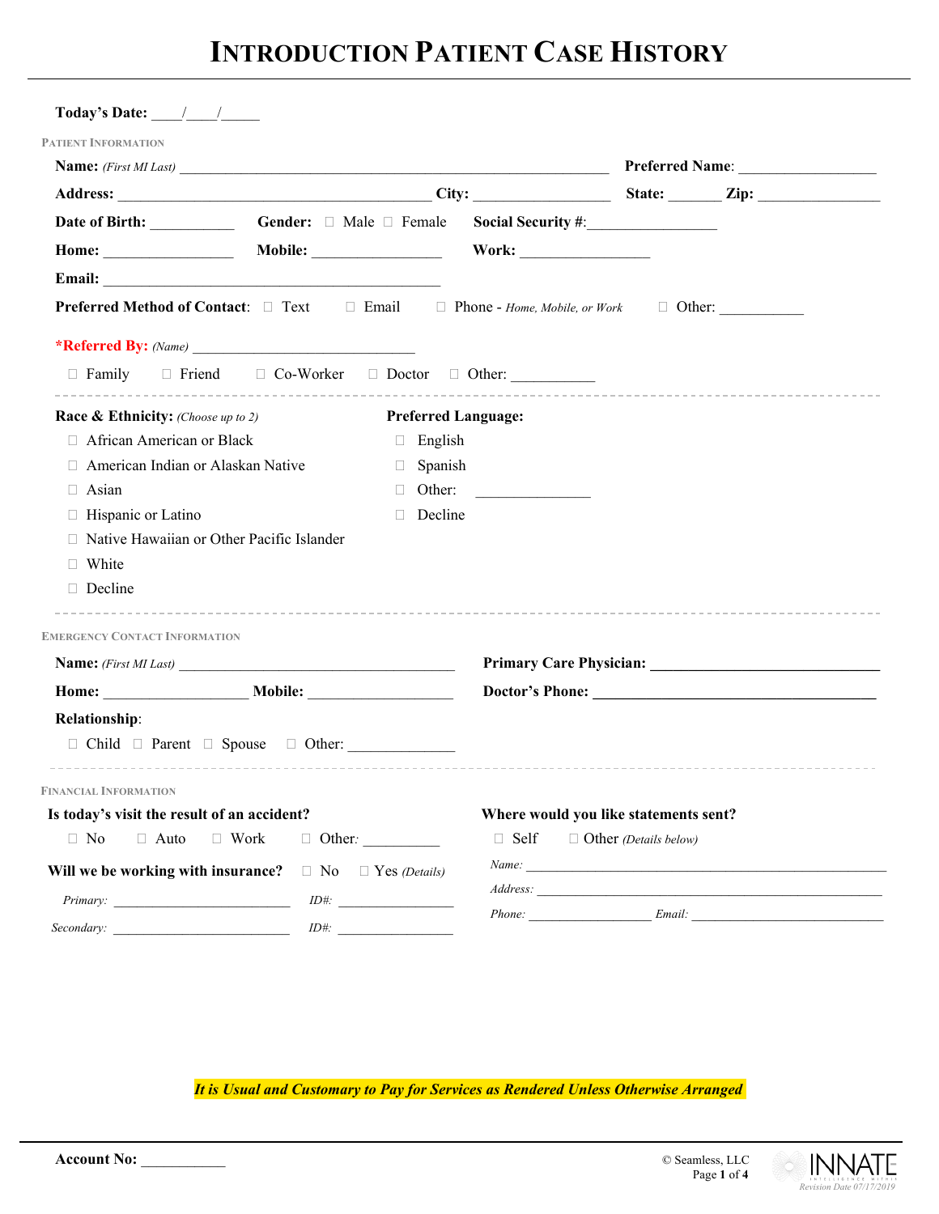# Introduction Patient Case History

**Today's Date:** ____/____/_____

### Patient Information

**Name:** *(First MI Last)* ______________________________ **Preferred Name:** __________________

**Address:** ______________________________ **City:** __________________ **State:** _______ **Zip:** ________________

**Date of Birth:** ___________ **Gender:** ☐ Male ☐ Female **Social Security #:** _________________

**Home:** _________________ **Mobile:** _________________ **Work:** _________________

**Email:** ______________________________________________

**Preferred Method of Contact:** ☐ Text ☐ Email ☐ Phone - *Home, Mobile, or Work* ☐ Other: ___________

***Referred By:** *(Name)* ______________________________

☐ Family ☐ Friend ☐ Co-Worker ☐ Doctor ☐ Other: ___________

---

**Race & Ethnicity:** *(Choose up to 2)*

- ☐ African American or Black
- ☐ American Indian or Alaskan Native
- ☐ Asian
- ☐ Hispanic or Latino
- ☐ Native Hawaiian or Other Pacific Islander
- ☐ White
- ☐ Decline

**Preferred Language:**

- ☐ English
- ☐ Spanish
- ☐ Other: _______________
- ☐ Decline

---

### Emergency Contact Information

**Name:** *(First MI Last)* ______________________________________

**Home:** ___________________ **Mobile:** ___________________

**Relationship:**

☐ Child ☐ Parent ☐ Spouse ☐ Other: ______________

**Primary Care Physician:** ______________________________

**Doctor's Phone:** ______________________________________

---

### Financial Information

**Is today's visit the result of an accident?**

☐ No ☐ Auto ☐ Work ☐ Other: __________

**Will we be working with insurance?** ☐ No ☐ Yes *(Details)*

*Primary:* __________________________ *ID#:* _________________

*Secondary:* __________________________ *ID#:* _________________

**Where would you like statements sent?**

☐ Self ☐ Other *(Details below)*

*Name:* ______________________________________________________

*Address:* ____________________________________________________

*Phone:* __________________ *Email:* _____________________________

***It is Usual and Customary to Pay for Services as Rendered Unless Otherwise Arranged***

**Account No:** ___________

© Seamless, LLC

Revision Date 07/17/2019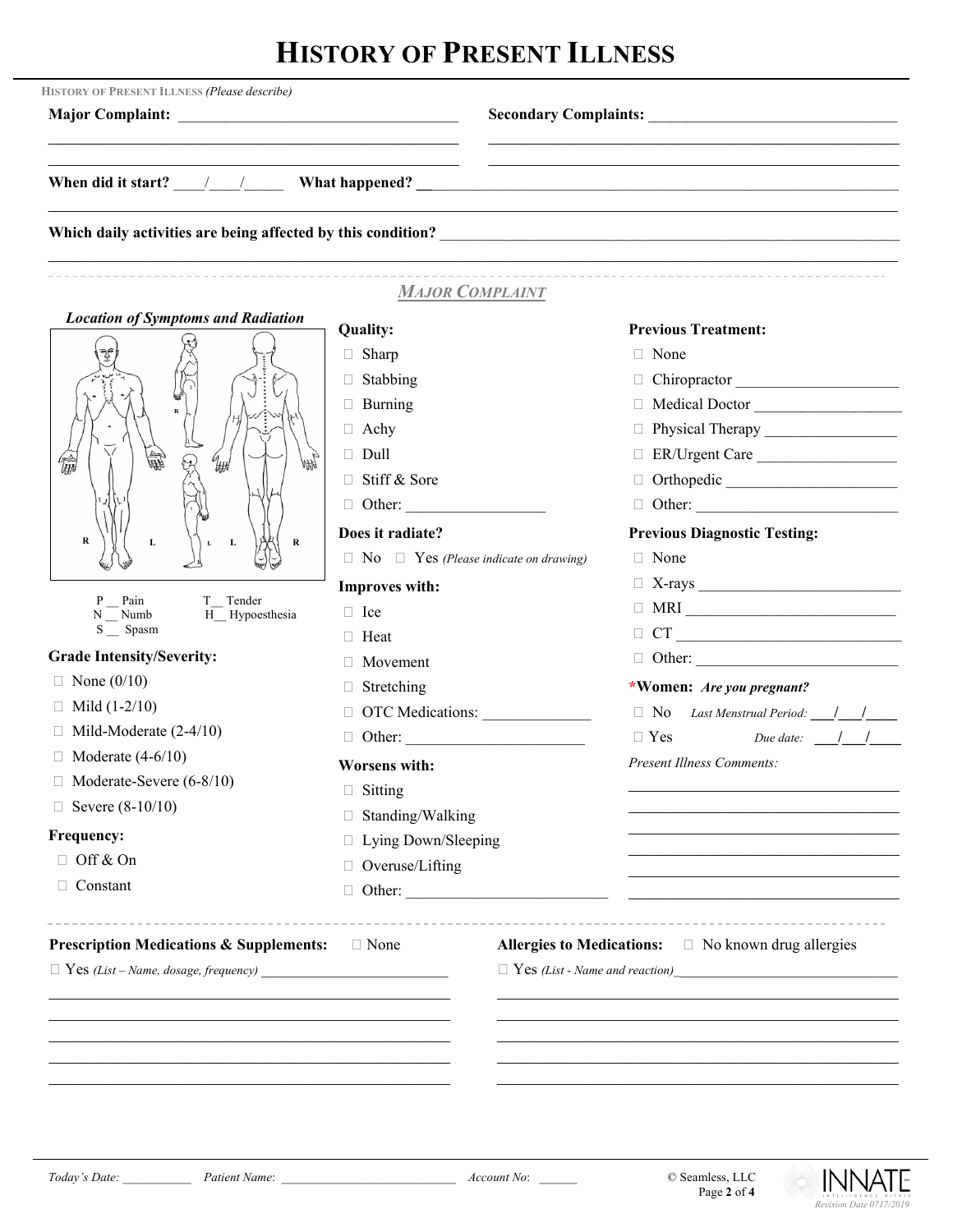# HISTORY OF PRESENT ILLNESS

HISTORY OF PRESENT ILLNESS *(Please describe)*

**Major Complaint:** ____________________________________

**Secondary Complaints:** ________________________________

**When did it start?** ____/____/_____ **What happened?** ______________________________________________

**Which daily activities are being affected by this condition?** __________________________________________

## *MAJOR COMPLAINT*

***Location of Symptoms and Radiation***

R L L L R

P __ Pain
T__ Tender
N __ Numb
H__ Hypoesthesia
S __ Spasm

**Grade Intensity/Severity:**

- ☐ None (0/10)
- ☐ Mild (1-2/10)
- ☐ Mild-Moderate (2-4/10)
- ☐ Moderate (4-6/10)
- ☐ Moderate-Severe (6-8/10)
- ☐ Severe (8-10/10)

**Frequency:**

- ☐ Off & On
- ☐ Constant

**Quality:**

- ☐ Sharp
- ☐ Stabbing
- ☐ Burning
- ☐ Achy
- ☐ Dull
- ☐ Stiff & Sore
- ☐ Other: __________________

**Does it radiate?**

☐ No ☐ Yes *(Please indicate on drawing)*

**Improves with:**

- ☐ Ice
- ☐ Heat
- ☐ Movement
- ☐ Stretching
- ☐ OTC Medications: ______________
- ☐ Other: ______________________

**Worsens with:**

- ☐ Sitting
- ☐ Standing/Walking
- ☐ Lying Down/Sleeping
- ☐ Overuse/Lifting
- ☐ Other: __________________________

**Previous Treatment:**

- ☐ None
- ☐ Chiropractor _____________________
- ☐ Medical Doctor ___________________
- ☐ Physical Therapy _________________
- ☐ ER/Urgent Care __________________
- ☐ Orthopedic ______________________
- ☐ Other: _________________________

**Previous Diagnostic Testing:**

- ☐ None
- ☐ X-rays __________________________
- ☐ MRI ____________________________
- ☐ CT _____________________________
- ☐ Other: __________________________

***Women:** *Are you pregnant?*

- ☐ No *Last Menstrual Period:* ___/___/____
- ☐ Yes *Due date:* ___/___/____

*Present Illness Comments:*

____________________________________

**Prescription Medications & Supplements:** ☐ None

☐ Yes *(List – Name, dosage, frequency)* __________________________

**Allergies to Medications:** ☐ No known drug allergies

☐ Yes *(List - Name and reaction)* ______________________________

*Today's Date:* ___________ *Patient Name*: ___________________________ *Account No*: ______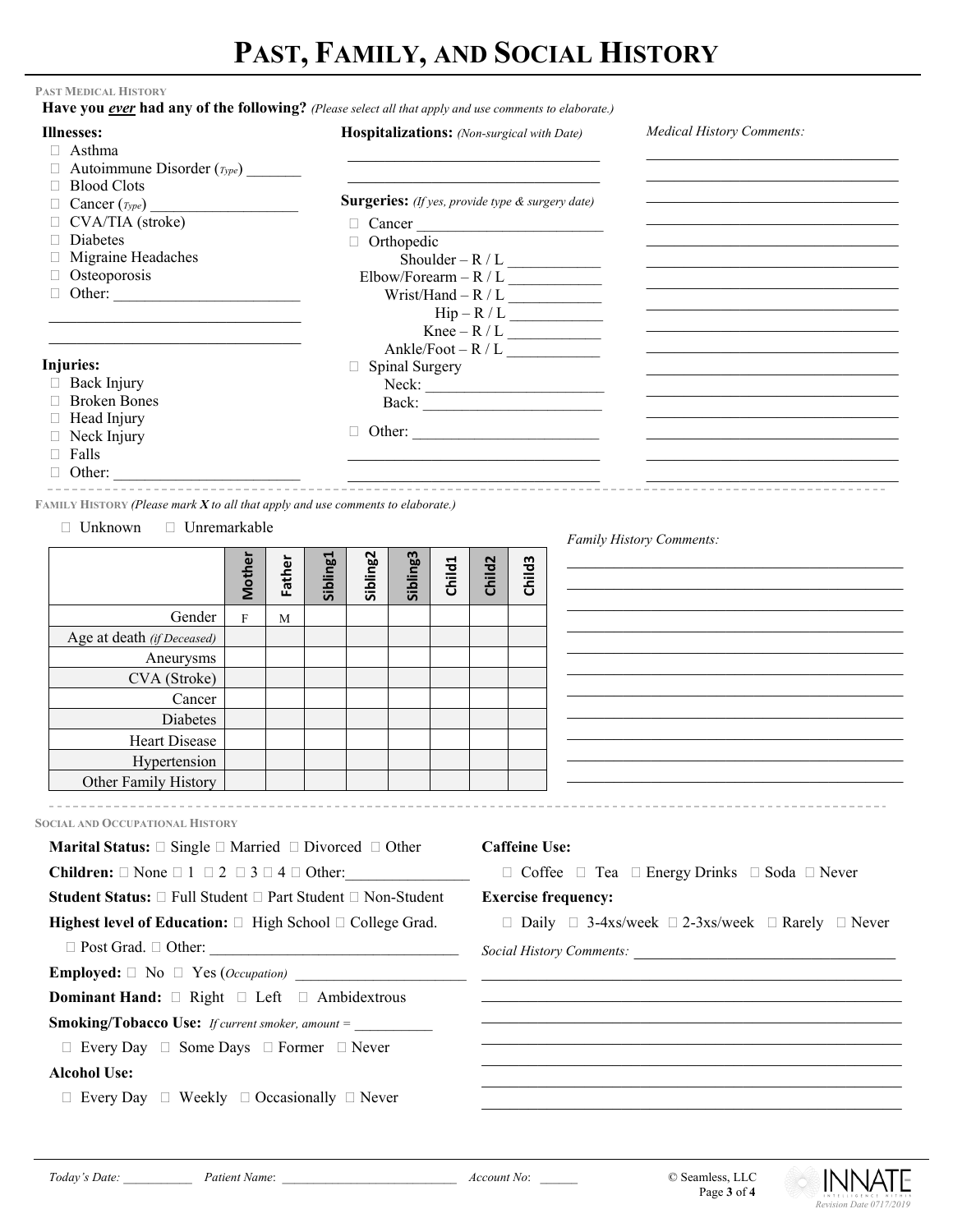# Past, Family, and Social History

## Past Medical History

**Have you *ever* had any of the following?** *(Please select all that apply and use comments to elaborate.)*

**Illnesses:**

- ☐ Asthma
- ☐ Autoimmune Disorder (*Type*) _______
- ☐ Blood Clots
- ☐ Cancer (*Type*) ___________________
- ☐ CVA/TIA (stroke)
- ☐ Diabetes
- ☐ Migraine Headaches
- ☐ Osteoporosis
- ☐ Other: ________________________

________________________________

________________________________

**Injuries:**

- ☐ Back Injury
- ☐ Broken Bones
- ☐ Head Injury
- ☐ Neck Injury
- ☐ Falls
- ☐ Other: ________________________

**Hospitalizations:** *(Non-surgical with Date)*

________________________________

________________________________

**Surgeries:** *(If yes, provide type & surgery date)*

- ☐ Cancer ________________________
- ☐ Orthopedic
  - Shoulder – R / L ___________
  - Elbow/Forearm – R / L ___________
  - Wrist/Hand – R / L ___________
  - Hip – R / L ___________
  - Knee – R / L ___________
  - Ankle/Foot – R / L ___________
- ☐ Spinal Surgery
  - Neck: ______________________
  - Back: ______________________
- ☐ Other: ______________________

________________________________

________________________________

*Medical History Comments:*

________________________________

________________________________

________________________________

________________________________

________________________________

________________________________

________________________________

________________________________

________________________________

________________________________

________________________________

________________________________

________________________________

________________________________

________________________________

________________________________

## Family History

*(Please mark **X** to all that apply and use comments to elaborate.)*

☐ Unknown ☐ Unremarkable

| | Mother | Father | Sibling1 | Sibling2 | Sibling3 | Child1 | Child2 | Child3 |
|---|---|---|---|---|---|---|---|---|
| Gender | F | M | | | | | | |
| Age at death *(if Deceased)* | | | | | | | | |
| Aneurysms | | | | | | | | |
| CVA (Stroke) | | | | | | | | |
| Cancer | | | | | | | | |
| Diabetes | | | | | | | | |
| Heart Disease | | | | | | | | |
| Hypertension | | | | | | | | |
| Other Family History | | | | | | | | |

*Family History Comments:*

________________________________

________________________________

________________________________

________________________________

________________________________

________________________________

________________________________

________________________________

________________________________

________________________________

________________________________

## Social and Occupational History

**Marital Status:** ☐ Single ☐ Married ☐ Divorced ☐ Other

**Children:** ☐ None ☐ 1 ☐ 2 ☐ 3 ☐ 4 ☐ Other:_______________

**Student Status:** ☐ Full Student ☐ Part Student ☐ Non-Student

**Highest level of Education:** ☐ High School ☐ College Grad. ☐ Post Grad. ☐ Other: ________________________________

**Employed:** ☐ No ☐ Yes (*Occupation*) ______________________

**Dominant Hand:** ☐ Right ☐ Left ☐ Ambidextrous

**Smoking/Tobacco Use:** *If current smoker, amount =* __________

☐ Every Day ☐ Some Days ☐ Former ☐ Never

**Alcohol Use:**

☐ Every Day ☐ Weekly ☐ Occasionally ☐ Never

**Caffeine Use:**

☐ Coffee ☐ Tea ☐ Energy Drinks ☐ Soda ☐ Never

**Exercise frequency:**

☐ Daily ☐ 3-4xs/week ☐ 2-3xs/week ☐ Rarely ☐ Never

*Social History Comments:* ________________________________

________________________________

________________________________

________________________________

________________________________

________________________________

________________________________

________________________________

*Today's Date:* __________ *Patient Name*: __________________________ *Account No*: ______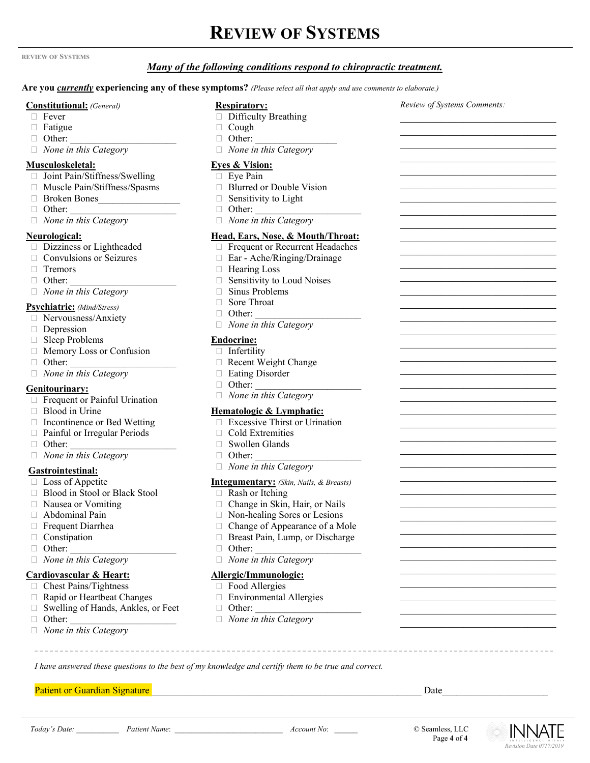# REVIEW OF SYSTEMS

REVIEW OF SYSTEMS

***Many of the following conditions respond to chiropractic treatment.***

**Are you *currently* experiencing any of these symptoms?** *(Please select all that apply and use comments to elaborate.)*

**Constitutional:** *(General)*
- ☐ Fever
- ☐ Fatigue
- ☐ Other: ______________________
- ☐ *None in this Category*

**Musculoskeletal:**
- ☐ Joint Pain/Stiffness/Swelling
- ☐ Muscle Pain/Stiffness/Spasms
- ☐ Broken Bones________________
- ☐ Other: ______________________
- ☐ *None in this Category*

**Neurological:**
- ☐ Dizziness or Lightheaded
- ☐ Convulsions or Seizures
- ☐ Tremors
- ☐ Other: ______________________
- ☐ *None in this Category*

**Psychiatric:** *(Mind/Stress)*
- ☐ Nervousness/Anxiety
- ☐ Depression
- ☐ Sleep Problems
- ☐ Memory Loss or Confusion
- ☐ Other: ______________________
- ☐ *None in this Category*

**Genitourinary:**
- ☐ Frequent or Painful Urination
- ☐ Blood in Urine
- ☐ Incontinence or Bed Wetting
- ☐ Painful or Irregular Periods
- ☐ Other: ______________________
- ☐ *None in this Category*

**Gastrointestinal:**
- ☐ Loss of Appetite
- ☐ Blood in Stool or Black Stool
- ☐ Nausea or Vomiting
- ☐ Abdominal Pain
- ☐ Frequent Diarrhea
- ☐ Constipation
- ☐ Other: ______________________
- ☐ *None in this Category*

**Cardiovascular & Heart:**
- ☐ Chest Pains/Tightness
- ☐ Rapid or Heartbeat Changes
- ☐ Swelling of Hands, Ankles, or Feet
- ☐ Other: ______________________
- ☐ *None in this Category*

**Respiratory:**
- ☐ Difficulty Breathing
- ☐ Cough
- ☐ Other: _________________
- ☐ *None in this Category*

**Eyes & Vision:**
- ☐ Eye Pain
- ☐ Blurred or Double Vision
- ☐ Sensitivity to Light
- ☐ Other: ______________________
- ☐ *None in this Category*

**Head, Ears, Nose, & Mouth/Throat:**
- ☐ Frequent or Recurrent Headaches
- ☐ Ear - Ache/Ringing/Drainage
- ☐ Hearing Loss
- ☐ Sensitivity to Loud Noises
- ☐ Sinus Problems
- ☐ Sore Throat
- ☐ Other: ______________________
- ☐ *None in this Category*

**Endocrine:**
- ☐ Infertility
- ☐ Recent Weight Change
- ☐ Eating Disorder
- ☐ Other: ______________________
- ☐ *None in this Category*

**Hematologic & Lymphatic:**
- ☐ Excessive Thirst or Urination
- ☐ Cold Extremities
- ☐ Swollen Glands
- ☐ Other: ______________________
- ☐ *None in this Category*

**Integumentary:** *(Skin, Nails, & Breasts)*
- ☐ Rash or Itching
- ☐ Change in Skin, Hair, or Nails
- ☐ Non-healing Sores or Lesions
- ☐ Change of Appearance of a Mole
- ☐ Breast Pain, Lump, or Discharge
- ☐ Other: ______________________
- ☐ *None in this Category*

**Allergic/Immunologic:**
- ☐ Food Allergies
- ☐ Environmental Allergies
- ☐ Other: ______________________
- ☐ *None in this Category*

*Review of Systems Comments:*

________________________________________

________________________________________

________________________________________

________________________________________

________________________________________

*I have answered these questions to the best of my knowledge and certify them to be true and correct.*

Patient or Guardian Signature ____________________________________________________________ Date______________________

*Today's Date:* ___________ *Patient Name:* ___________________________ *Account No:* ______

© Seamless, LLC

INNATE

Revision Date 07/17/2019